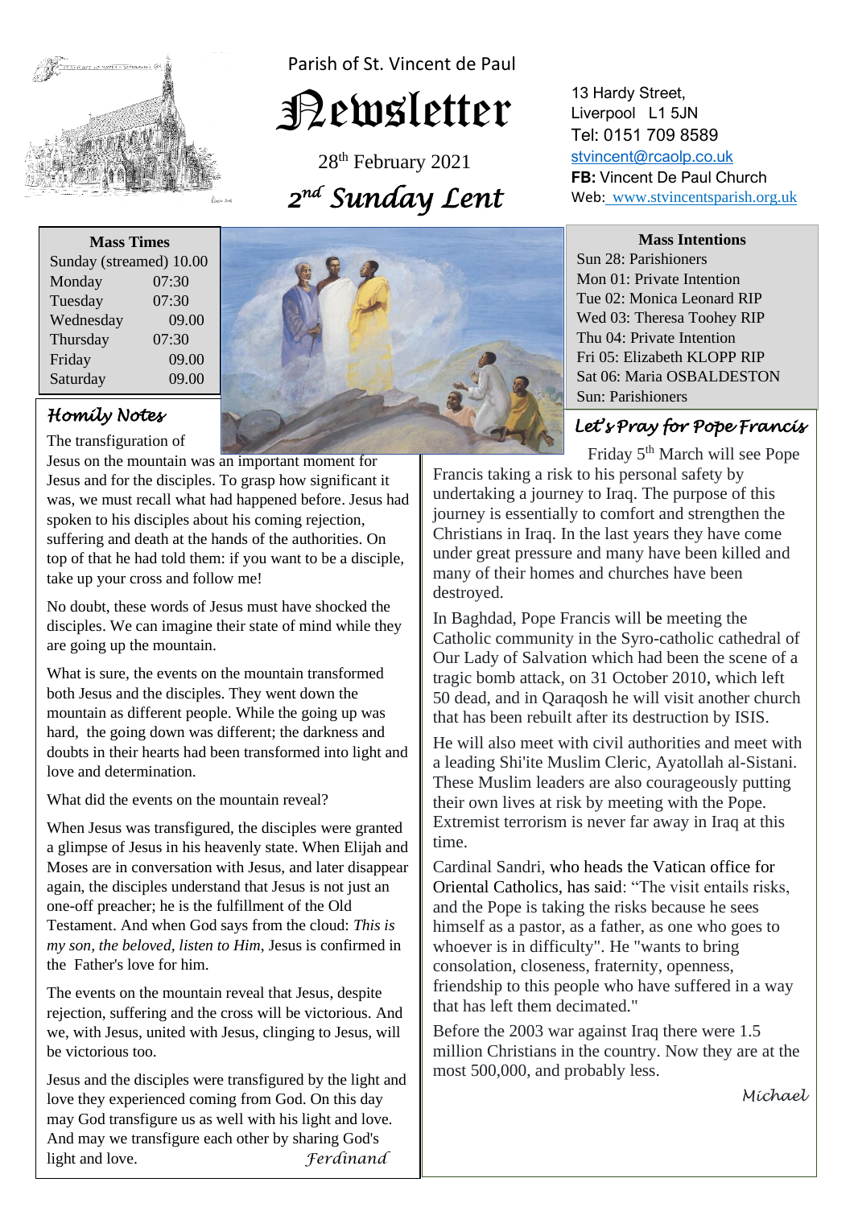Parish of St. Vincent de Paul

# Newsletter

28th February 2021

## *2nd Sunday Lent*

13 Hardy Street,
Liverpool L1 5JN
Tel: 0151 709 8589
stvincent@rcaolp.co.uk
**FB:** Vincent De Paul Church
Web: www.stvincentsparish.org.uk

| Mass Times | |
|---|---|
| Sunday (streamed) | 10.00 |
| Monday | 07:30 |
| Tuesday | 07:30 |
| Wednesday | 09.00 |
| Thursday | 07:30 |
| Friday | 09.00 |
| Saturday | 09.00 |

**Mass Intentions**

Sun 28: Parishioners
Mon 01: Private Intention
Tue 02: Monica Leonard RIP
Wed 03: Theresa Toohey RIP
Thu 04: Private Intention
Fri 05: Elizabeth KLOPP RIP
Sat 06: Maria OSBALDESTON
Sun: Parishioners

### *Homily Notes*

The transfiguration of Jesus on the mountain was an important moment for Jesus and for the disciples. To grasp how significant it was, we must recall what had happened before. Jesus had spoken to his disciples about his coming rejection, suffering and death at the hands of the authorities. On top of that he had told them: if you want to be a disciple, take up your cross and follow me!

No doubt, these words of Jesus must have shocked the disciples. We can imagine their state of mind while they are going up the mountain.

What is sure, the events on the mountain transformed both Jesus and the disciples. They went down the mountain as different people. While the going up was hard, the going down was different; the darkness and doubts in their hearts had been transformed into light and love and determination.

What did the events on the mountain reveal?

When Jesus was transfigured, the disciples were granted a glimpse of Jesus in his heavenly state. When Elijah and Moses are in conversation with Jesus, and later disappear again, the disciples understand that Jesus is not just an one-off preacher; he is the fulfillment of the Old Testament. And when God says from the cloud: *This is my son, the beloved, listen to Him*, Jesus is confirmed in the Father's love for him.

The events on the mountain reveal that Jesus, despite rejection, suffering and the cross will be victorious. And we, with Jesus, united with Jesus, clinging to Jesus, will be victorious too.

Jesus and the disciples were transfigured by the light and love they experienced coming from God. On this day may God transfigure us as well with his light and love. And may we transfigure each other by sharing God's light and love.

*Ferdinand*

### *Let's Pray for Pope Francis*

Friday 5th March will see Pope Francis taking a risk to his personal safety by undertaking a journey to Iraq. The purpose of this journey is essentially to comfort and strengthen the Christians in Iraq. In the last years they have come under great pressure and many have been killed and many of their homes and churches have been destroyed.

In Baghdad, Pope Francis will be meeting the Catholic community in the Syro-catholic cathedral of Our Lady of Salvation which had been the scene of a tragic bomb attack, on 31 October 2010, which left 50 dead, and in Qaraqosh he will visit another church that has been rebuilt after its destruction by ISIS.

He will also meet with civil authorities and meet with a leading Shi'ite Muslim Cleric, Ayatollah al-Sistani. These Muslim leaders are also courageously putting their own lives at risk by meeting with the Pope. Extremist terrorism is never far away in Iraq at this time.

Cardinal Sandri, who heads the Vatican office for Oriental Catholics, has said: "The visit entails risks, and the Pope is taking the risks because he sees himself as a pastor, as a father, as one who goes to whoever is in difficulty". He "wants to bring consolation, closeness, fraternity, openness, friendship to this people who have suffered in a way that has left them decimated."

Before the 2003 war against Iraq there were 1.5 million Christians in the country. Now they are at the most 500,000, and probably less.

*Michael*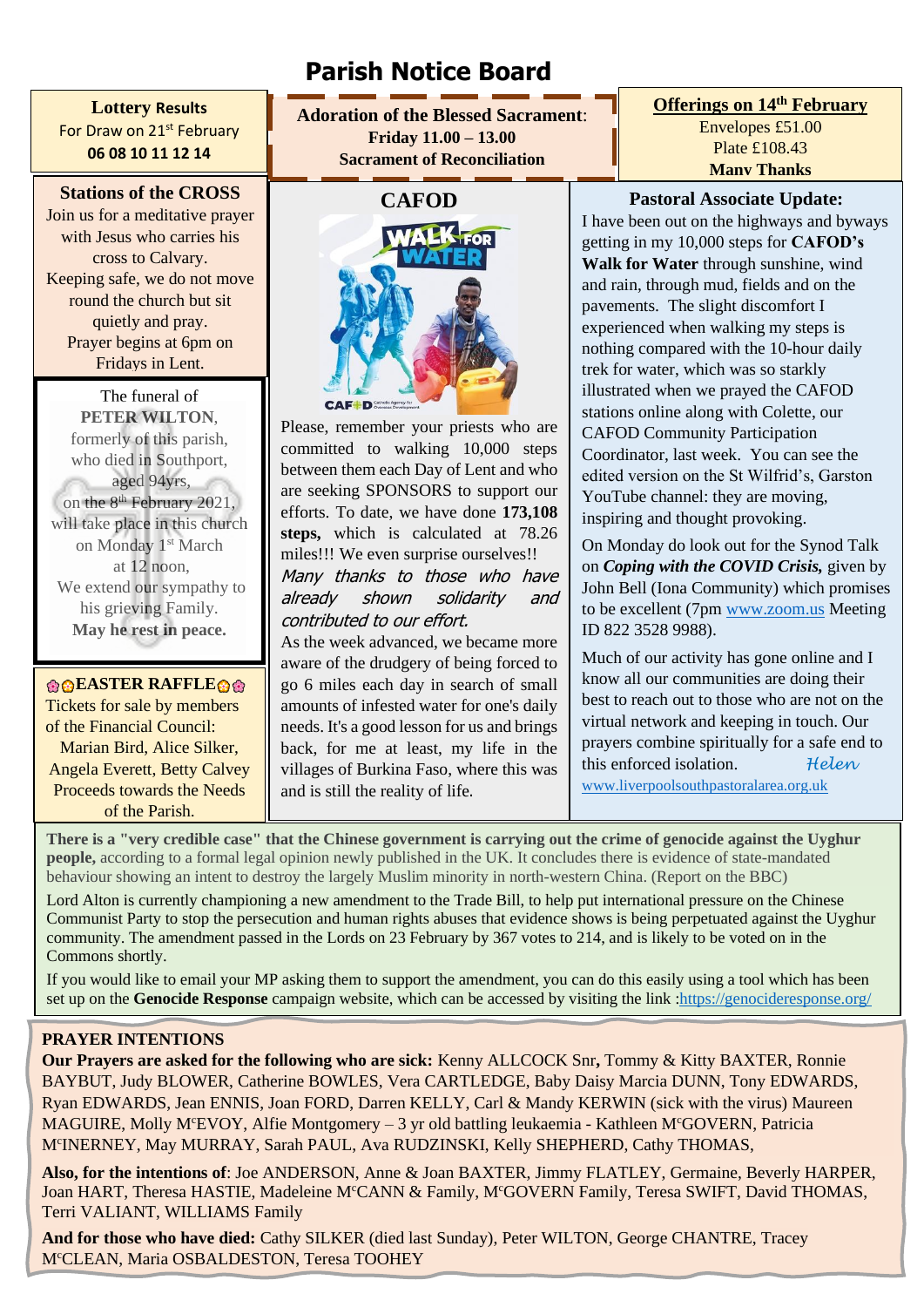# Parish Notice Board

**Lottery Results**
For Draw on 21st February
**06 08 10 11 12 14**

**Adoration of the Blessed Sacrament**:
**Friday 11.00 – 13.00**
**Sacrament of Reconciliation**

**Offerings on 14th February**
Envelopes £51.00
Plate £108.43
**Many Thanks**

## Stations of the CROSS

Join us for a meditative prayer with Jesus who carries his cross to Calvary.
Keeping safe, we do not move round the church but sit quietly and pray.
Prayer begins at 6pm on Fridays in Lent.

The funeral of **PETER WILTON**, formerly of this parish, who died in Southport, aged 94yrs, on the 8th February 2021, will take place in this church on Monday 1st March at 12 noon,
We extend our sympathy to his grieving Family.
**May he rest in peace.**

**EASTER RAFFLE**
Tickets for sale by members of the Financial Council:
Marian Bird, Alice Silker, Angela Everett, Betty Calvey
Proceeds towards the Needs of the Parish.

## CAFOD

Please, remember your priests who are committed to walking 10,000 steps between them each Day of Lent and who are seeking SPONSORS to support our efforts. To date, we have done **173,108 steps,** which is calculated at 78.26 miles!!! We even surprise ourselves!!

*Many thanks to those who have already shown solidarity and contributed to our effort.*

As the week advanced, we became more aware of the drudgery of being forced to go 6 miles each day in search of small amounts of infested water for one's daily needs. It's a good lesson for us and brings back, for me at least, my life in the villages of Burkina Faso, where this was and is still the reality of life.

## Pastoral Associate Update:

I have been out on the highways and byways getting in my 10,000 steps for **CAFOD's Walk for Water** through sunshine, wind and rain, through mud, fields and on the pavements. The slight discomfort I experienced when walking my steps is nothing compared with the 10-hour daily trek for water, which was so starkly illustrated when we prayed the CAFOD stations online along with Colette, our CAFOD Community Participation Coordinator, last week. You can see the edited version on the St Wilfrid's, Garston YouTube channel: they are moving, inspiring and thought provoking.

On Monday do look out for the Synod Talk on ***Coping with the COVID Crisis,*** given by John Bell (Iona Community) which promises to be excellent (7pm www.zoom.us Meeting ID 822 3528 9988).

Much of our activity has gone online and I know all our communities are doing their best to reach out to those who are not on the virtual network and keeping in touch. Our prayers combine spiritually for a safe end to this enforced isolation. *Helen*

www.liverpoolsouthpastoralarea.org.uk

**There is a "very credible case" that the Chinese government is carrying out the crime of genocide against the Uyghur people,** according to a formal legal opinion newly published in the UK. It concludes there is evidence of state-mandated behaviour showing an intent to destroy the largely Muslim minority in north-western China. (Report on the BBC)

Lord Alton is currently championing a new amendment to the Trade Bill, to help put international pressure on the Chinese Communist Party to stop the persecution and human rights abuses that evidence shows is being perpetuated against the Uyghur community. The amendment passed in the Lords on 23 February by 367 votes to 214, and is likely to be voted on in the Commons shortly.

If you would like to email your MP asking them to support the amendment, you can do this easily using a tool which has been set up on the **Genocide Response** campaign website, which can be accessed by visiting the link :https://genocideresponse.org/

## PRAYER INTENTIONS

**Our Prayers are asked for the following who are sick:** Kenny ALLCOCK Snr**,** Tommy & Kitty BAXTER, Ronnie BAYBUT, Judy BLOWER, Catherine BOWLES, Vera CARTLEDGE, Baby Daisy Marcia DUNN, Tony EDWARDS, Ryan EDWARDS, Jean ENNIS, Joan FORD, Darren KELLY, Carl & Mandy KERWIN (sick with the virus) Maureen MAGUIRE, Molly McEVOY, Alfie Montgomery – 3 yr old battling leukaemia - Kathleen McGOVERN, Patricia McINERNEY, May MURRAY, Sarah PAUL, Ava RUDZINSKI, Kelly SHEPHERD, Cathy THOMAS,

**Also, for the intentions of**: Joe ANDERSON, Anne & Joan BAXTER, Jimmy FLATLEY, Germaine, Beverly HARPER, Joan HART, Theresa HASTIE, Madeleine McCANN & Family, McGOVERN Family, Teresa SWIFT, David THOMAS, Terri VALIANT, WILLIAMS Family

**And for those who have died:** Cathy SILKER (died last Sunday), Peter WILTON, George CHANTRE, Tracey McCLEAN, Maria OSBALDESTON, Teresa TOOHEY